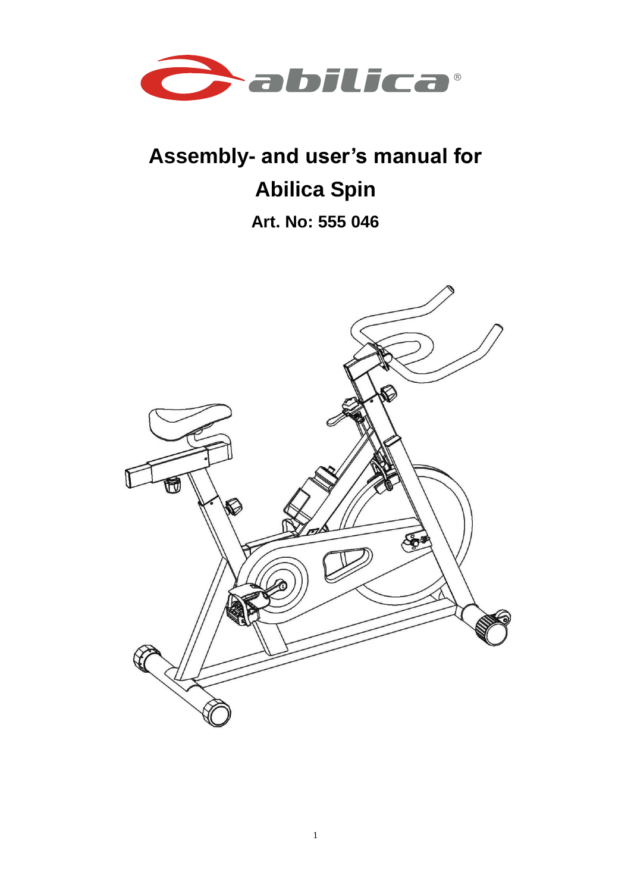# Assembly- and user's manual for

# Abilica Spin

**Art. No: 555 046**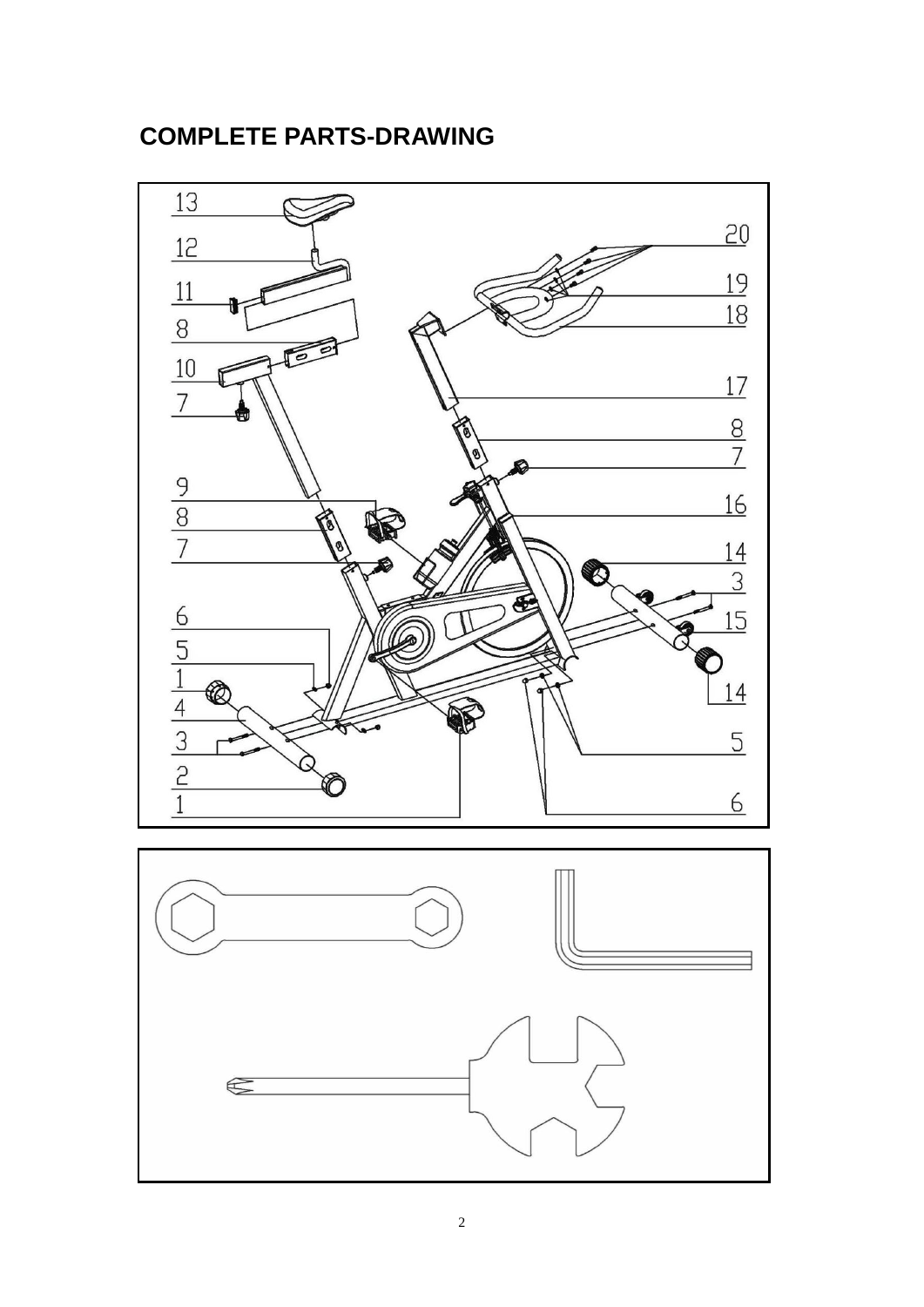## COMPLETE PARTS-DRAWING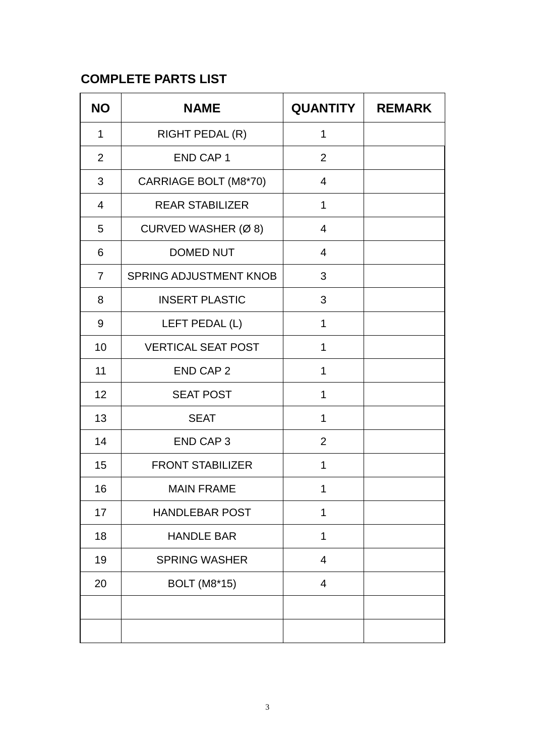## COMPLETE PARTS LIST

| NO | NAME | QUANTITY | REMARK |
| --- | --- | --- | --- |
| 1 | RIGHT PEDAL (R) | 1 | |
| 2 | END CAP 1 | 2 | |
| 3 | CARRIAGE BOLT (M8*70) | 4 | |
| 4 | REAR STABILIZER | 1 | |
| 5 | CURVED WASHER (Ø 8) | 4 | |
| 6 | DOMED NUT | 4 | |
| 7 | SPRING ADJUSTMENT KNOB | 3 | |
| 8 | INSERT PLASTIC | 3 | |
| 9 | LEFT PEDAL (L) | 1 | |
| 10 | VERTICAL SEAT POST | 1 | |
| 11 | END CAP 2 | 1 | |
| 12 | SEAT POST | 1 | |
| 13 | SEAT | 1 | |
| 14 | END CAP 3 | 2 | |
| 15 | FRONT STABILIZER | 1 | |
| 16 | MAIN FRAME | 1 | |
| 17 | HANDLEBAR POST | 1 | |
| 18 | HANDLE BAR | 1 | |
| 19 | SPRING WASHER | 4 | |
| 20 | BOLT (M8*15) | 4 | |
| | | | |
| | | | |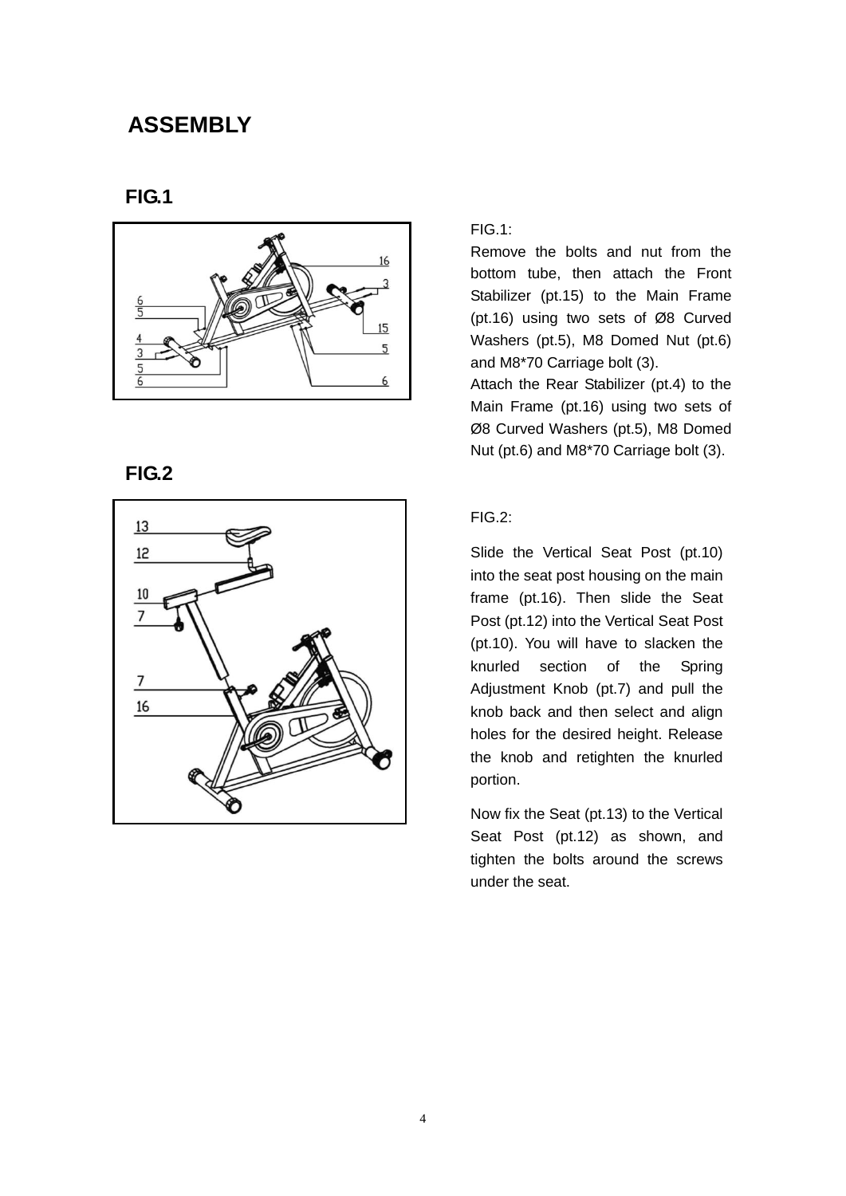# ASSEMBLY

## FIG.1

FIG.1:

Remove the bolts and nut from the bottom tube, then attach the Front Stabilizer (pt.15) to the Main Frame (pt.16) using two sets of Ø8 Curved Washers (pt.5), M8 Domed Nut (pt.6) and M8*70 Carriage bolt (3).

Attach the Rear Stabilizer (pt.4) to the Main Frame (pt.16) using two sets of Ø8 Curved Washers (pt.5), M8 Domed Nut (pt.6) and M8*70 Carriage bolt (3).

## FIG.2

FIG.2:

Slide the Vertical Seat Post (pt.10) into the seat post housing on the main frame (pt.16). Then slide the Seat Post (pt.12) into the Vertical Seat Post (pt.10). You will have to slacken the knurled section of the Spring Adjustment Knob (pt.7) and pull the knob back and then select and align holes for the desired height. Release the knob and retighten the knurled portion.

Now fix the Seat (pt.13) to the Vertical Seat Post (pt.12) as shown, and tighten the bolts around the screws under the seat.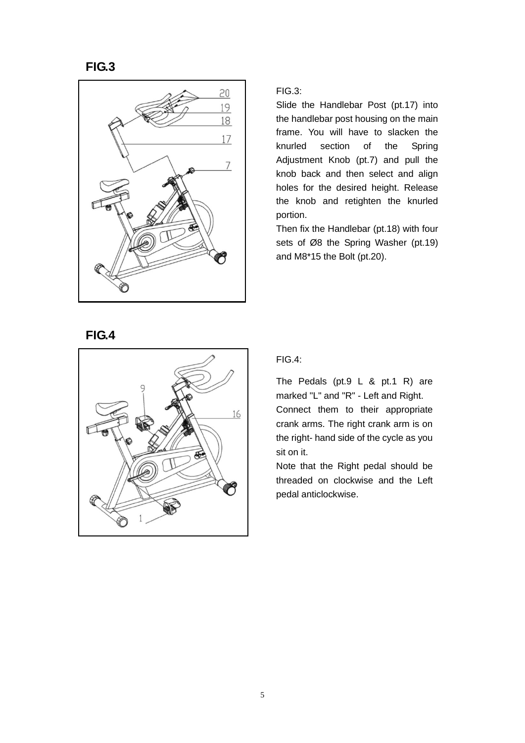## FIG.3

FIG.3:

Slide the Handlebar Post (pt.17) into the handlebar post housing on the main frame. You will have to slacken the knurled section of the Spring Adjustment Knob (pt.7) and pull the knob back and then select and align holes for the desired height. Release the knob and retighten the knurled portion.

Then fix the Handlebar (pt.18) with four sets of Ø8 the Spring Washer (pt.19) and M8*15 the Bolt (pt.20).

## FIG.4

FIG.4:

The Pedals (pt.9 L & pt.1 R) are marked "L" and "R" - Left and Right.

Connect them to their appropriate crank arms. The right crank arm is on the right- hand side of the cycle as you sit on it.

Note that the Right pedal should be threaded on clockwise and the Left pedal anticlockwise.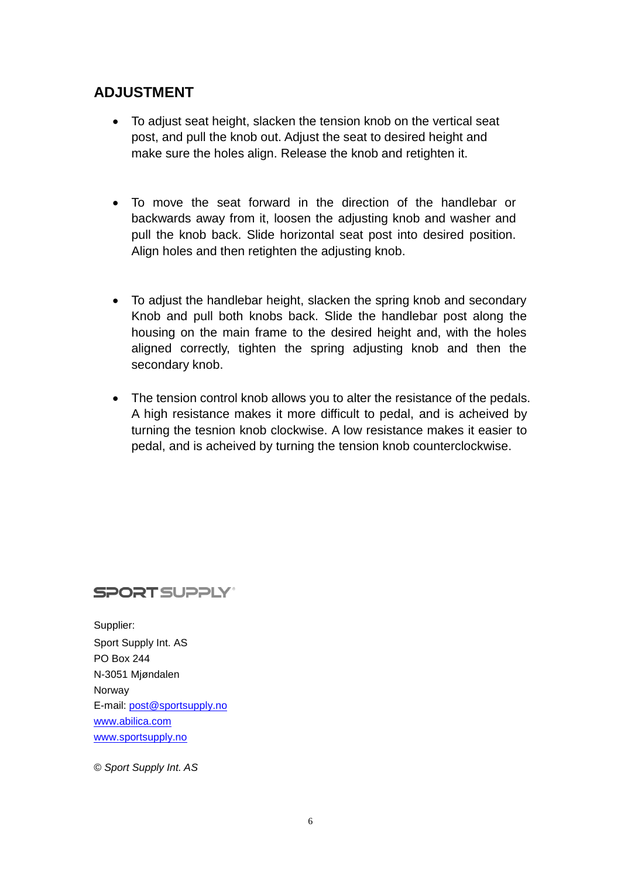## ADJUSTMENT

- To adjust seat height, slacken the tension knob on the vertical seat post, and pull the knob out. Adjust the seat to desired height and make sure the holes align. Release the knob and retighten it.

- To move the seat forward in the direction of the handlebar or backwards away from it, loosen the adjusting knob and washer and pull the knob back. Slide horizontal seat post into desired position. Align holes and then retighten the adjusting knob.

- To adjust the handlebar height, slacken the spring knob and secondary Knob and pull both knobs back. Slide the handlebar post along the housing on the main frame to the desired height and, with the holes aligned correctly, tighten the spring adjusting knob and then the secondary knob.

- The tension control knob allows you to alter the resistance of the pedals. A high resistance makes it more difficult to pedal, and is acheived by turning the tesnion knob clockwise. A low resistance makes it easier to pedal, and is acheived by turning the tension knob counterclockwise.

SPORTSUPPLY®

Supplier:
Sport Supply Int. AS
PO Box 244
N-3051 Mjøndalen
Norway
E-mail: post@sportsupply.no
www.abilica.com
www.sportsupply.no

*© Sport Supply Int. AS*